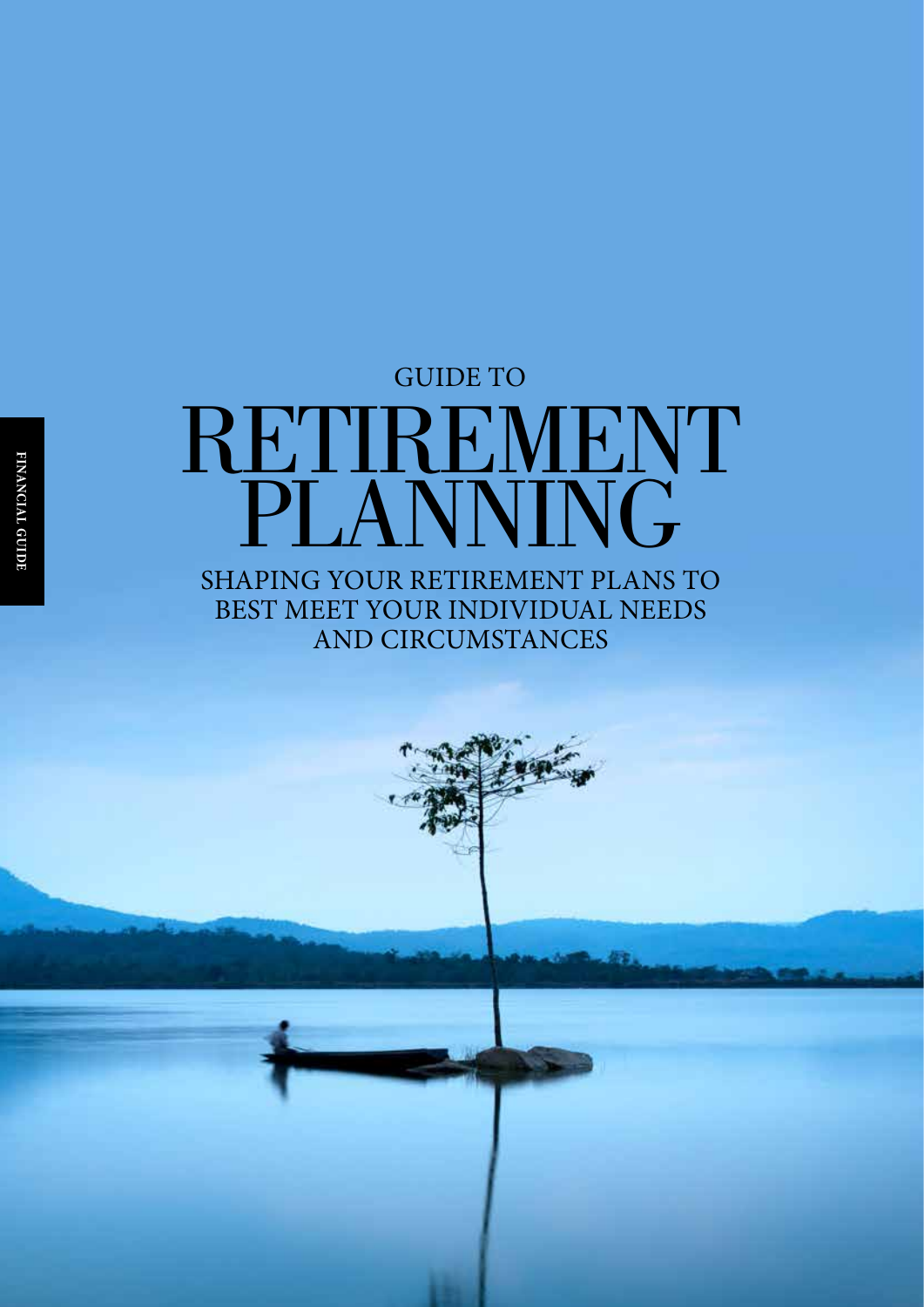FINANCIAL GUIDE

GUIDE TO

# RETIREMENT PLANNING

SHAPING YOUR RETIREMENT PLANS TO BEST MEET YOUR INDIVIDUAL NEEDS AND CIRCUMSTANCES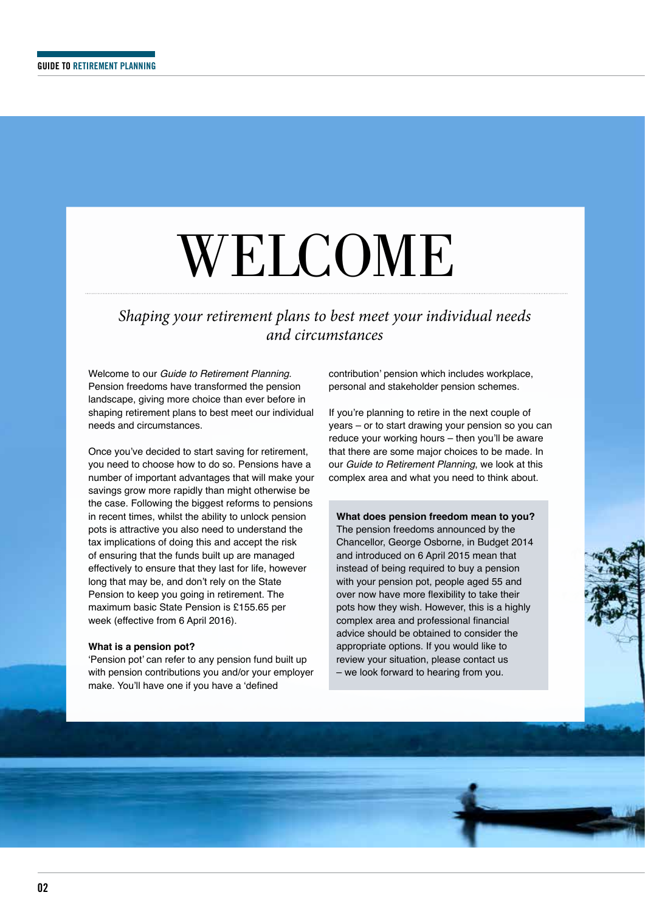# WELCOME

*Shaping your retirement plans to best meet your individual needs and circumstances*

Welcome to our *Guide to Retirement Planning*. Pension freedoms have transformed the pension landscape, giving more choice than ever before in shaping retirement plans to best meet our individual needs and circumstances.

Once you've decided to start saving for retirement, you need to choose how to do so. Pensions have a number of important advantages that will make your savings grow more rapidly than might otherwise be the case. Following the biggest reforms to pensions in recent times, whilst the ability to unlock pension pots is attractive you also need to understand the tax implications of doing this and accept the risk of ensuring that the funds built up are managed effectively to ensure that they last for life, however long that may be, and don't rely on the State Pension to keep you going in retirement. The maximum basic State Pension is £155.65 per week (effective from 6 April 2016).

**What is a pension pot?**

'Pension pot' can refer to any pension fund built up with pension contributions you and/or your employer make. You'll have one if you have a 'defined contribution' pension which includes workplace, personal and stakeholder pension schemes.

If you're planning to retire in the next couple of years – or to start drawing your pension so you can reduce your working hours – then you'll be aware that there are some major choices to be made. In our *Guide to Retirement Planning*, we look at this complex area and what you need to think about.

**What does pension freedom mean to you?**

The pension freedoms announced by the Chancellor, George Osborne, in Budget 2014 and introduced on 6 April 2015 mean that instead of being required to buy a pension with your pension pot, people aged 55 and over now have more flexibility to take their pots how they wish. However, this is a highly complex area and professional financial advice should be obtained to consider the appropriate options. If you would like to review your situation, please contact us – we look forward to hearing from you.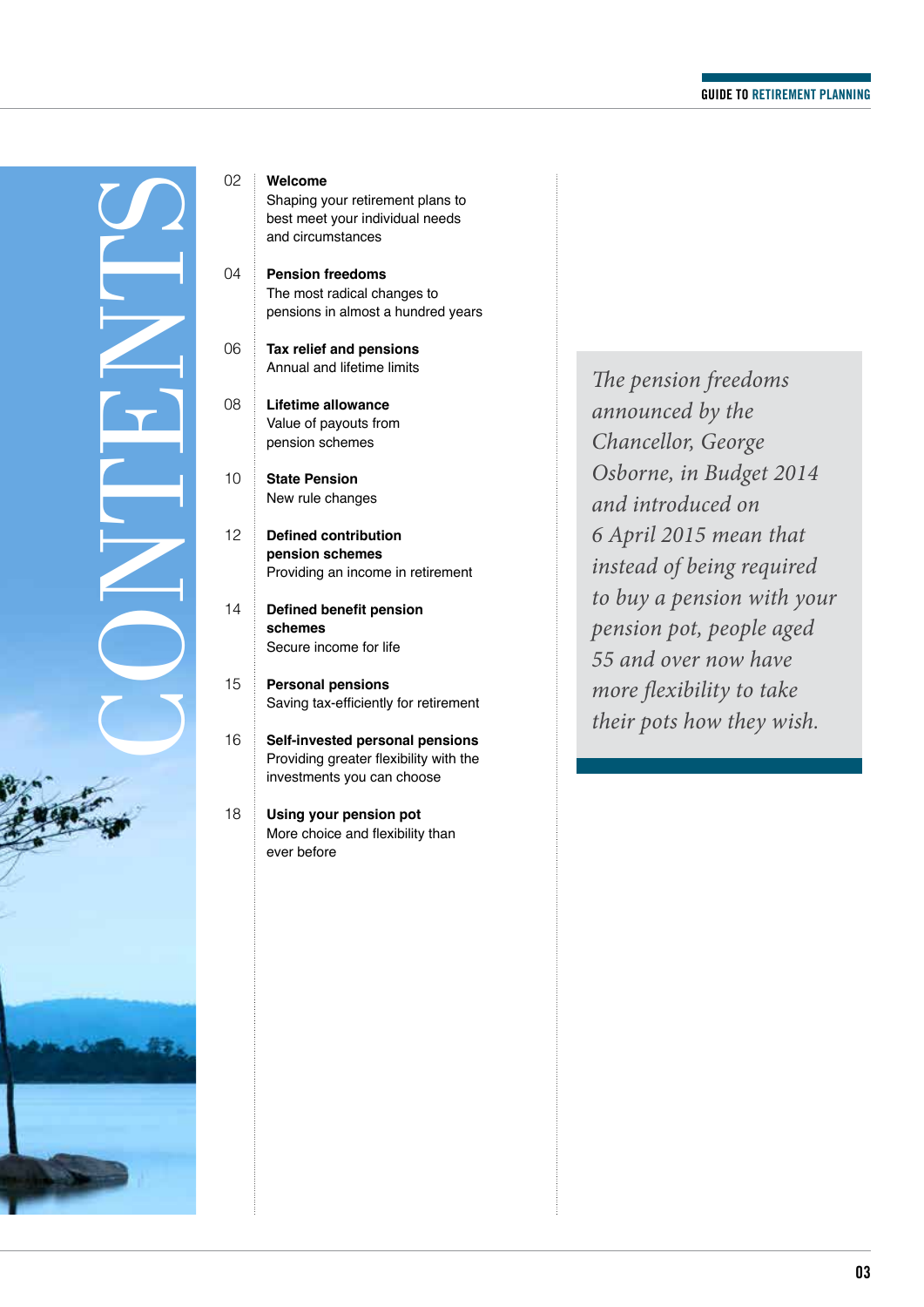# CONTENTS

02 **Welcome**
Shaping your retirement plans to best meet your individual needs and circumstances

04 **Pension freedoms**
The most radical changes to pensions in almost a hundred years

06 **Tax relief and pensions**
Annual and lifetime limits

08 **Lifetime allowance**
Value of payouts from pension schemes

10 **State Pension**
New rule changes

12 **Defined contribution pension schemes**
Providing an income in retirement

14 **Defined benefit pension schemes**
Secure income for life

15 **Personal pensions**
Saving tax-efficiently for retirement

16 **Self-invested personal pensions**
Providing greater flexibility with the investments you can choose

18 **Using your pension pot**
More choice and flexibility than ever before

*The pension freedoms announced by the Chancellor, George Osborne, in Budget 2014 and introduced on 6 April 2015 mean that instead of being required to buy a pension with your pension pot, people aged 55 and over now have more flexibility to take their pots how they wish.*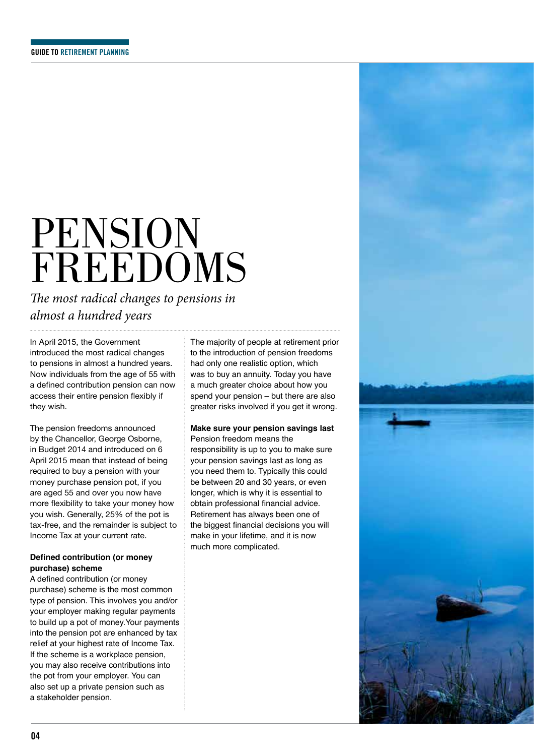# PENSION FREEDOMS

*The most radical changes to pensions in almost a hundred years*

In April 2015, the Government introduced the most radical changes to pensions in almost a hundred years. Now individuals from the age of 55 with a defined contribution pension can now access their entire pension flexibly if they wish.

The pension freedoms announced by the Chancellor, George Osborne, in Budget 2014 and introduced on 6 April 2015 mean that instead of being required to buy a pension with your money purchase pension pot, if you are aged 55 and over you now have more flexibility to take your money how you wish. Generally, 25% of the pot is tax-free, and the remainder is subject to Income Tax at your current rate.

**Defined contribution (or money purchase) scheme**

A defined contribution (or money purchase) scheme is the most common type of pension. This involves you and/or your employer making regular payments to build up a pot of money. Your payments into the pension pot are enhanced by tax relief at your highest rate of Income Tax. If the scheme is a workplace pension, you may also receive contributions into the pot from your employer. You can also set up a private pension such as a stakeholder pension.

The majority of people at retirement prior to the introduction of pension freedoms had only one realistic option, which was to buy an annuity. Today you have a much greater choice about how you spend your pension – but there are also greater risks involved if you get it wrong.

**Make sure your pension savings last**

Pension freedom means the responsibility is up to you to make sure your pension savings last as long as you need them to. Typically this could be between 20 and 30 years, or even longer, which is why it is essential to obtain professional financial advice. Retirement has always been one of the biggest financial decisions you will make in your lifetime, and it is now much more complicated.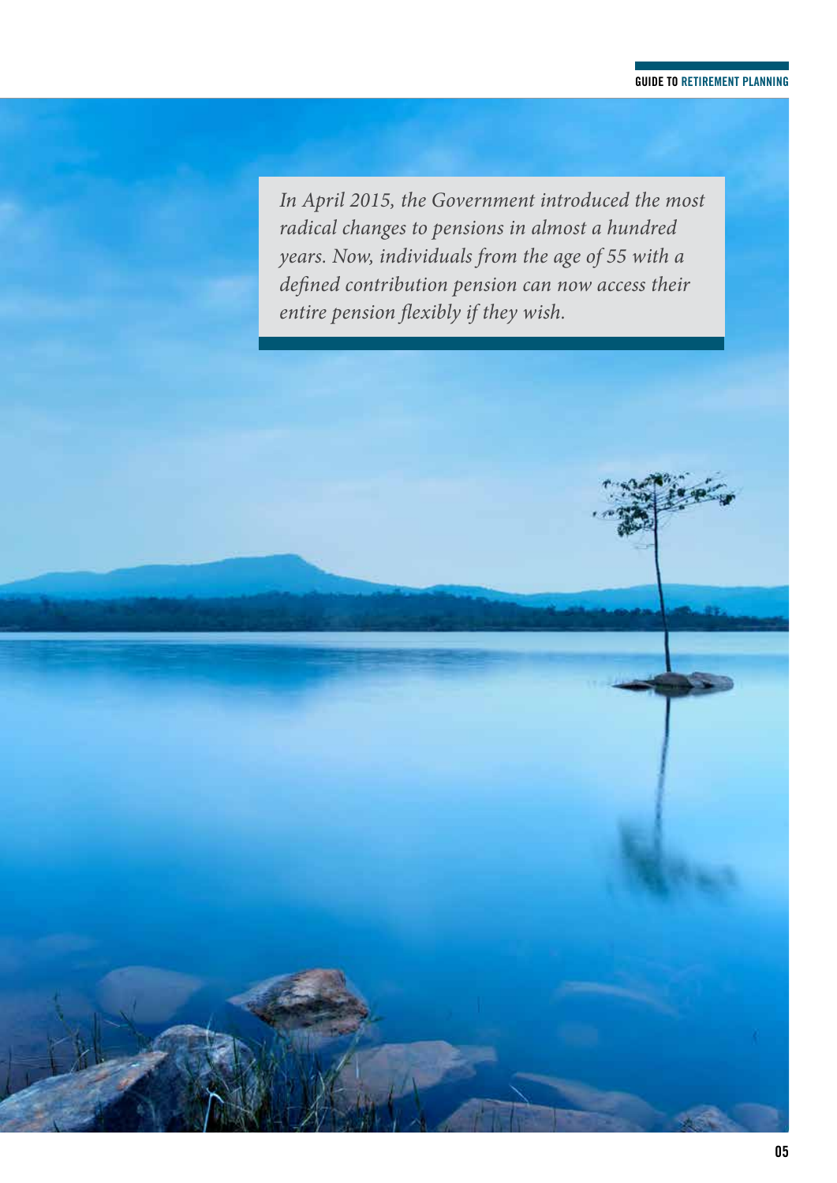*In April 2015, the Government introduced the most radical changes to pensions in almost a hundred years. Now, individuals from the age of 55 with a defined contribution pension can now access their entire pension flexibly if they wish.*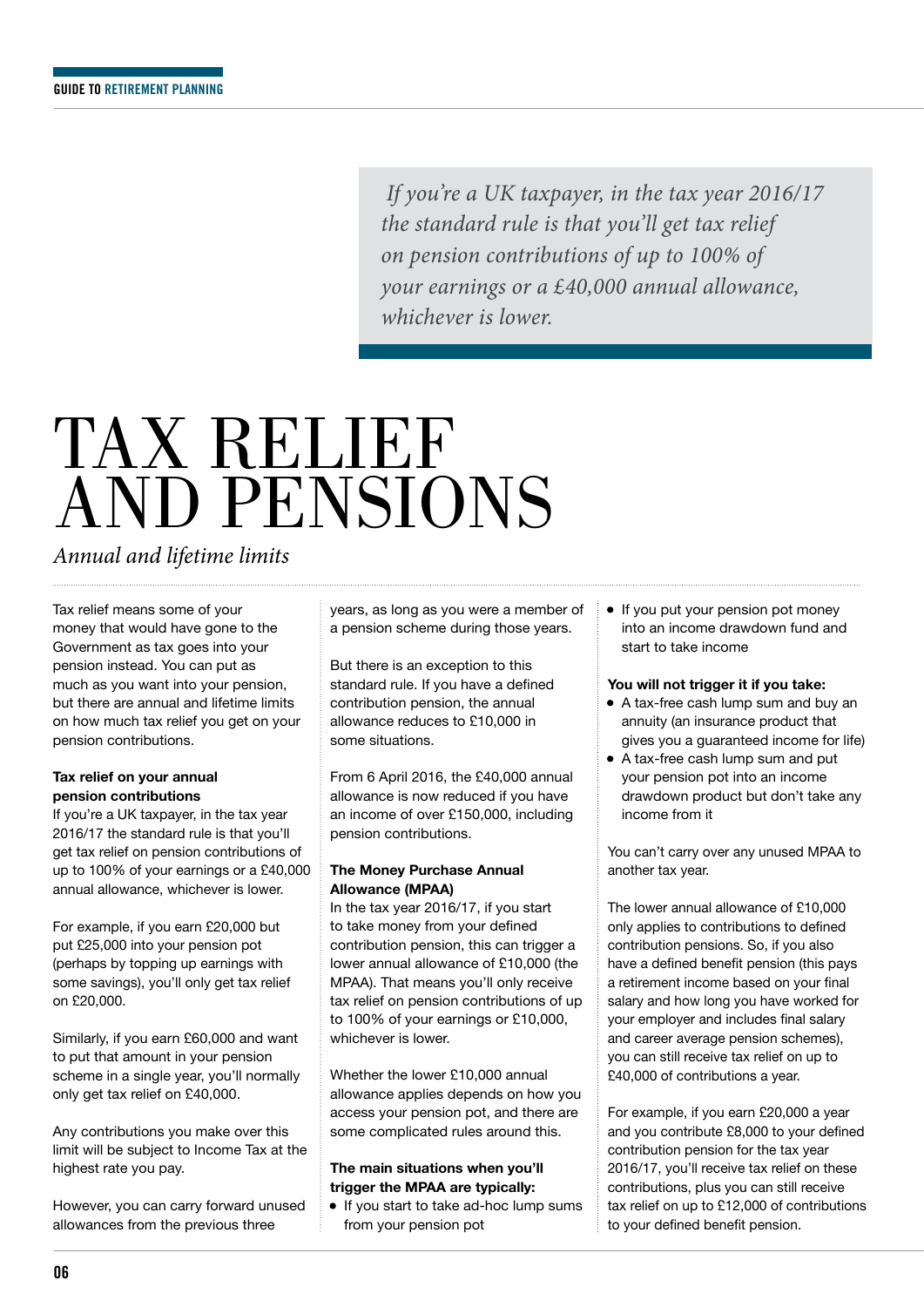> *If you're a UK taxpayer, in the tax year 2016/17 the standard rule is that you'll get tax relief on pension contributions of up to 100% of your earnings or a £40,000 annual allowance, whichever is lower.*

# TAX RELIEF AND PENSIONS

*Annual and lifetime limits*

Tax relief means some of your money that would have gone to the Government as tax goes into your pension instead. You can put as much as you want into your pension, but there are annual and lifetime limits on how much tax relief you get on your pension contributions.

**Tax relief on your annual pension contributions**

If you're a UK taxpayer, in the tax year 2016/17 the standard rule is that you'll get tax relief on pension contributions of up to 100% of your earnings or a £40,000 annual allowance, whichever is lower.

For example, if you earn £20,000 but put £25,000 into your pension pot (perhaps by topping up earnings with some savings), you'll only get tax relief on £20,000.

Similarly, if you earn £60,000 and want to put that amount in your pension scheme in a single year, you'll normally only get tax relief on £40,000.

Any contributions you make over this limit will be subject to Income Tax at the highest rate you pay.

However, you can carry forward unused allowances from the previous three years, as long as you were a member of a pension scheme during those years.

But there is an exception to this standard rule. If you have a defined contribution pension, the annual allowance reduces to £10,000 in some situations.

From 6 April 2016, the £40,000 annual allowance is now reduced if you have an income of over £150,000, including pension contributions.

**The Money Purchase Annual Allowance (MPAA)**

In the tax year 2016/17, if you start to take money from your defined contribution pension, this can trigger a lower annual allowance of £10,000 (the MPAA). That means you'll only receive tax relief on pension contributions of up to 100% of your earnings or £10,000, whichever is lower.

Whether the lower £10,000 annual allowance applies depends on how you access your pension pot, and there are some complicated rules around this.

**The main situations when you'll trigger the MPAA are typically:**

- If you start to take ad-hoc lump sums from your pension pot
- If you put your pension pot money into an income drawdown fund and start to take income

**You will not trigger it if you take:**

- A tax-free cash lump sum and buy an annuity (an insurance product that gives you a guaranteed income for life)
- A tax-free cash lump sum and put your pension pot into an income drawdown product but don't take any income from it

You can't carry over any unused MPAA to another tax year.

The lower annual allowance of £10,000 only applies to contributions to defined contribution pensions. So, if you also have a defined benefit pension (this pays a retirement income based on your final salary and how long you have worked for your employer and includes final salary and career average pension schemes), you can still receive tax relief on up to £40,000 of contributions a year.

For example, if you earn £20,000 a year and you contribute £8,000 to your defined contribution pension for the tax year 2016/17, you'll receive tax relief on these contributions, plus you can still receive tax relief on up to £12,000 of contributions to your defined benefit pension.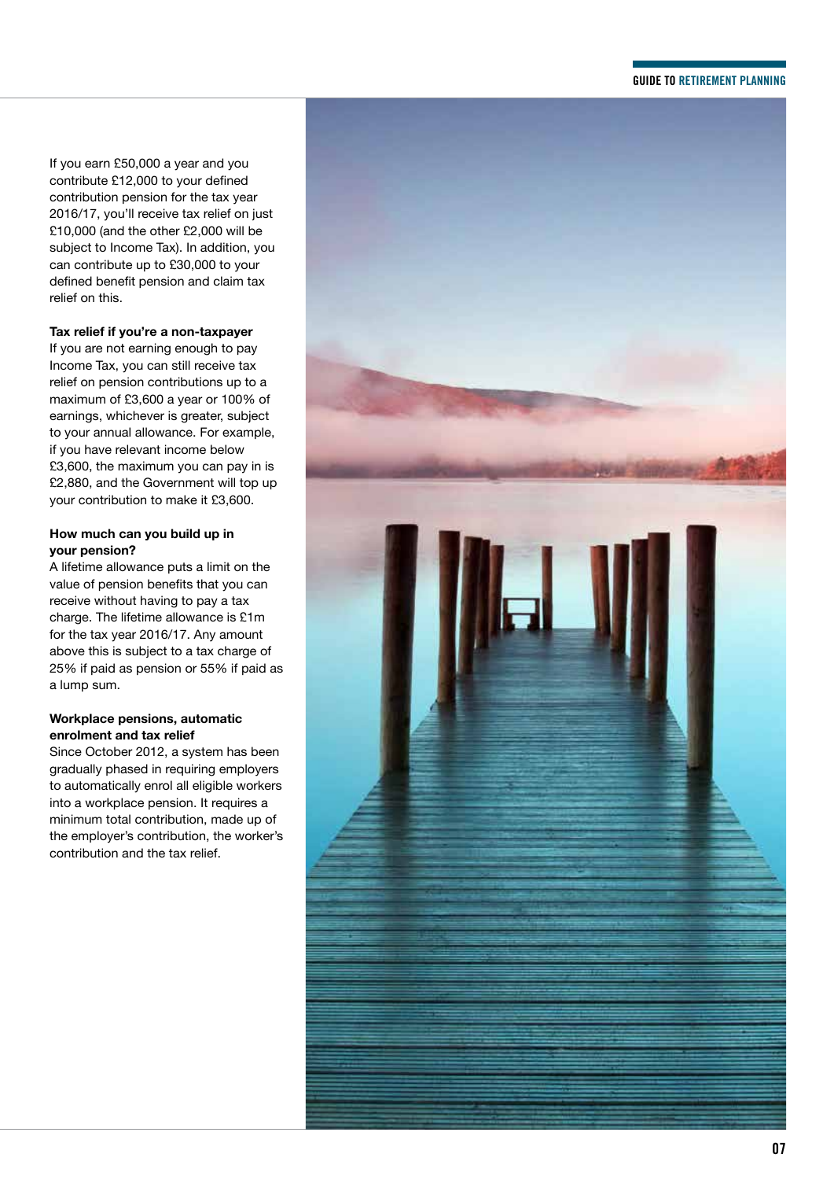If you earn £50,000 a year and you contribute £12,000 to your defined contribution pension for the tax year 2016/17, you'll receive tax relief on just £10,000 (and the other £2,000 will be subject to Income Tax). In addition, you can contribute up to £30,000 to your defined benefit pension and claim tax relief on this.

**Tax relief if you're a non-taxpayer**

If you are not earning enough to pay Income Tax, you can still receive tax relief on pension contributions up to a maximum of £3,600 a year or 100% of earnings, whichever is greater, subject to your annual allowance. For example, if you have relevant income below £3,600, the maximum you can pay in is £2,880, and the Government will top up your contribution to make it £3,600.

**How much can you build up in your pension?**

A lifetime allowance puts a limit on the value of pension benefits that you can receive without having to pay a tax charge. The lifetime allowance is £1m for the tax year 2016/17. Any amount above this is subject to a tax charge of 25% if paid as pension or 55% if paid as a lump sum.

**Workplace pensions, automatic enrolment and tax relief**

Since October 2012, a system has been gradually phased in requiring employers to automatically enrol all eligible workers into a workplace pension. It requires a minimum total contribution, made up of the employer's contribution, the worker's contribution and the tax relief.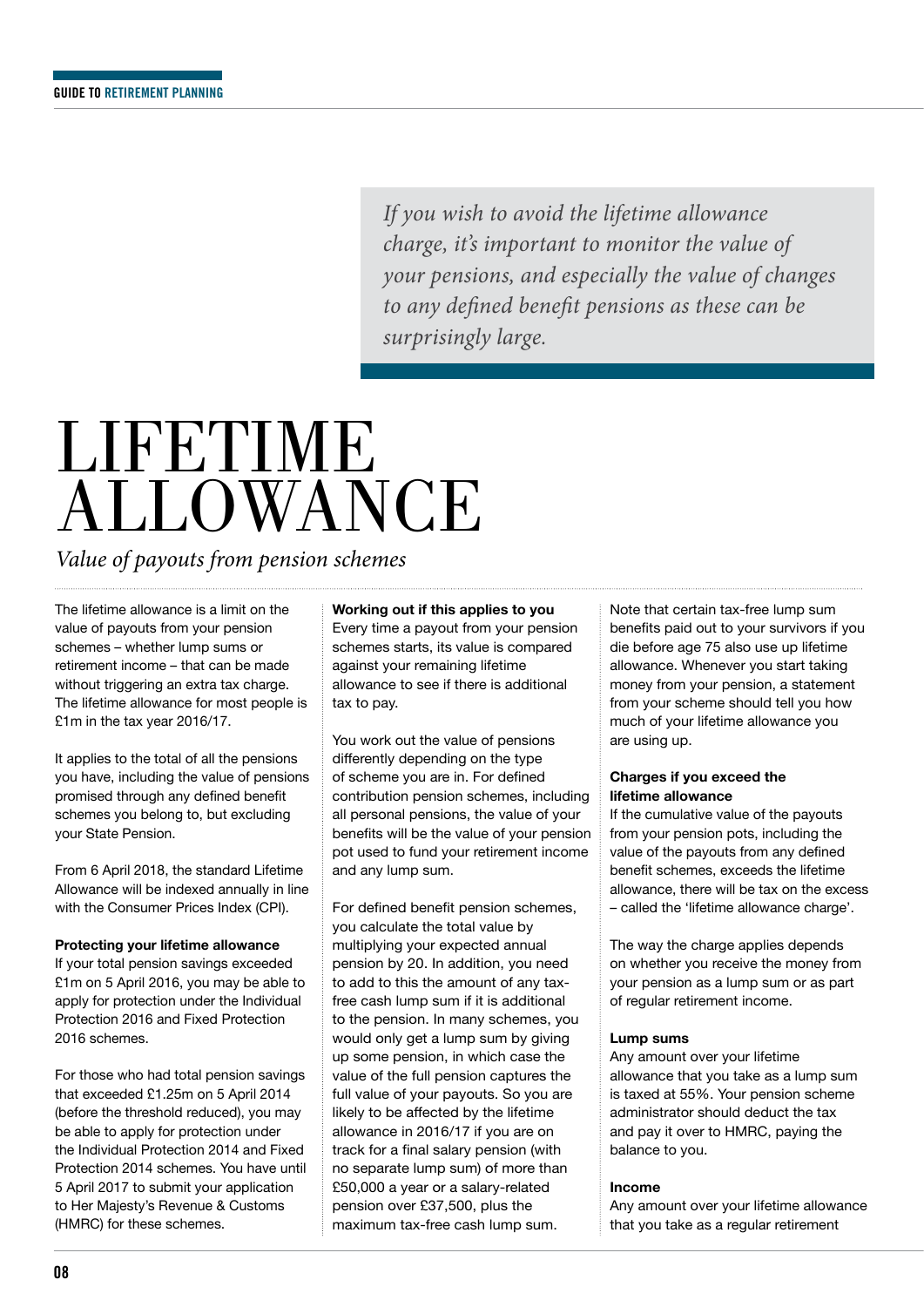*If you wish to avoid the lifetime allowance charge, it's important to monitor the value of your pensions, and especially the value of changes to any defined benefit pensions as these can be surprisingly large.*

# LIFETIME ALLOWANCE

*Value of payouts from pension schemes*

The lifetime allowance is a limit on the value of payouts from your pension schemes – whether lump sums or retirement income – that can be made without triggering an extra tax charge. The lifetime allowance for most people is £1m in the tax year 2016/17.

It applies to the total of all the pensions you have, including the value of pensions promised through any defined benefit schemes you belong to, but excluding your State Pension.

From 6 April 2018, the standard Lifetime Allowance will be indexed annually in line with the Consumer Prices Index (CPI).

**Protecting your lifetime allowance**
If your total pension savings exceeded £1m on 5 April 2016, you may be able to apply for protection under the Individual Protection 2016 and Fixed Protection 2016 schemes.

For those who had total pension savings that exceeded £1.25m on 5 April 2014 (before the threshold reduced), you may be able to apply for protection under the Individual Protection 2014 and Fixed Protection 2014 schemes. You have until 5 April 2017 to submit your application to Her Majesty's Revenue & Customs (HMRC) for these schemes.

**Working out if this applies to you**
Every time a payout from your pension schemes starts, its value is compared against your remaining lifetime allowance to see if there is additional tax to pay.

You work out the value of pensions differently depending on the type of scheme you are in. For defined contribution pension schemes, including all personal pensions, the value of your benefits will be the value of your pension pot used to fund your retirement income and any lump sum.

For defined benefit pension schemes, you calculate the total value by multiplying your expected annual pension by 20. In addition, you need to add to this the amount of any tax-free cash lump sum if it is additional to the pension. In many schemes, you would only get a lump sum by giving up some pension, in which case the value of the full pension captures the full value of your payouts. So you are likely to be affected by the lifetime allowance in 2016/17 if you are on track for a final salary pension (with no separate lump sum) of more than £50,000 a year or a salary-related pension over £37,500, plus the maximum tax-free cash lump sum.

Note that certain tax-free lump sum benefits paid out to your survivors if you die before age 75 also use up lifetime allowance. Whenever you start taking money from your pension, a statement from your scheme should tell you how much of your lifetime allowance you are using up.

**Charges if you exceed the lifetime allowance**
If the cumulative value of the payouts from your pension pots, including the value of the payouts from any defined benefit schemes, exceeds the lifetime allowance, there will be tax on the excess – called the 'lifetime allowance charge'.

The way the charge applies depends on whether you receive the money from your pension as a lump sum or as part of regular retirement income.

**Lump sums**
Any amount over your lifetime allowance that you take as a lump sum is taxed at 55%. Your pension scheme administrator should deduct the tax and pay it over to HMRC, paying the balance to you.

**Income**
Any amount over your lifetime allowance that you take as a regular retirement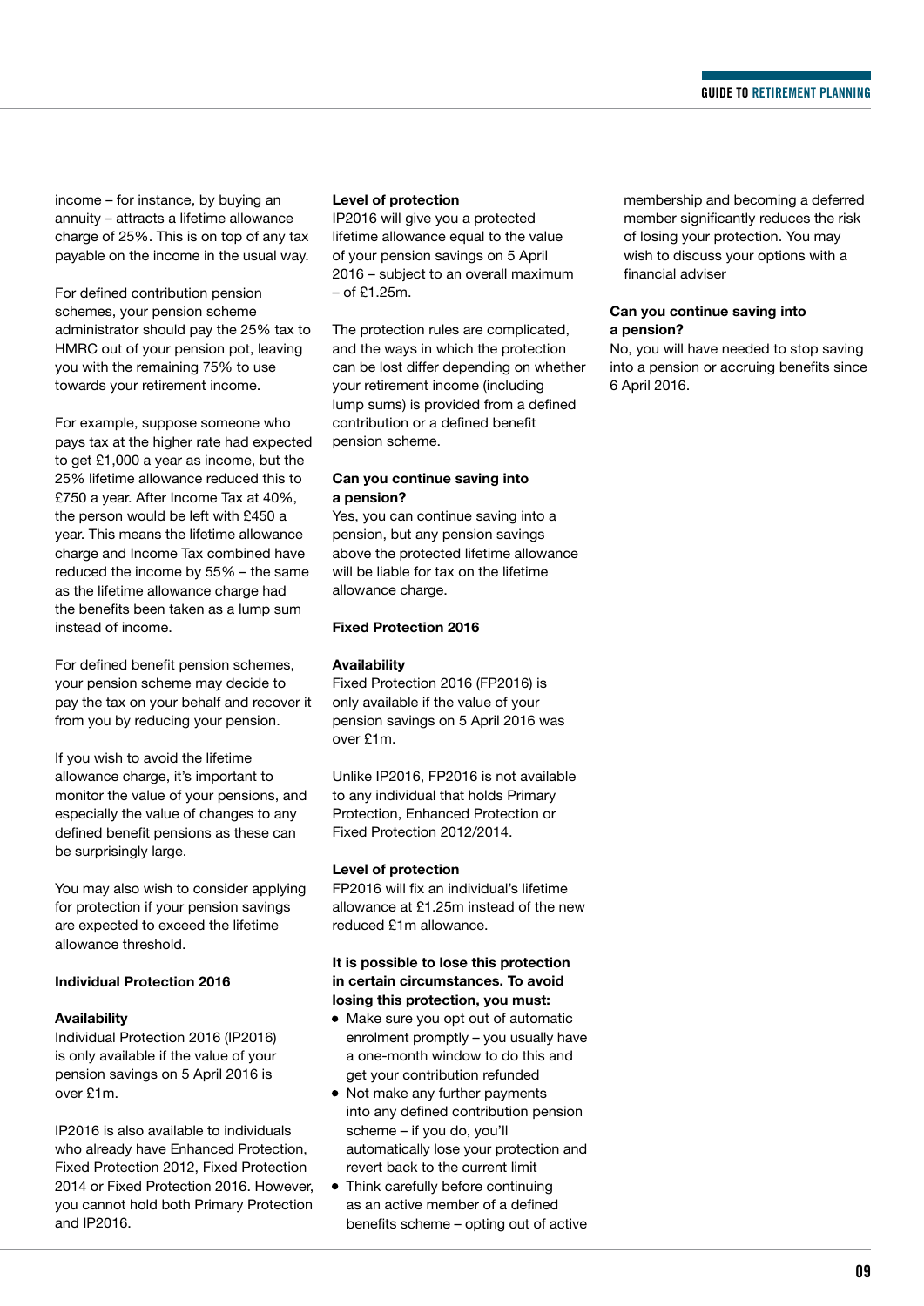income – for instance, by buying an annuity – attracts a lifetime allowance charge of 25%. This is on top of any tax payable on the income in the usual way.

For defined contribution pension schemes, your pension scheme administrator should pay the 25% tax to HMRC out of your pension pot, leaving you with the remaining 75% to use towards your retirement income.

For example, suppose someone who pays tax at the higher rate had expected to get £1,000 a year as income, but the 25% lifetime allowance reduced this to £750 a year. After Income Tax at 40%, the person would be left with £450 a year. This means the lifetime allowance charge and Income Tax combined have reduced the income by 55% – the same as the lifetime allowance charge had the benefits been taken as a lump sum instead of income.

For defined benefit pension schemes, your pension scheme may decide to pay the tax on your behalf and recover it from you by reducing your pension.

If you wish to avoid the lifetime allowance charge, it's important to monitor the value of your pensions, and especially the value of changes to any defined benefit pensions as these can be surprisingly large.

You may also wish to consider applying for protection if your pension savings are expected to exceed the lifetime allowance threshold.

### Individual Protection 2016

**Availability**

Individual Protection 2016 (IP2016) is only available if the value of your pension savings on 5 April 2016 is over £1m.

IP2016 is also available to individuals who already have Enhanced Protection, Fixed Protection 2012, Fixed Protection 2014 or Fixed Protection 2016. However, you cannot hold both Primary Protection and IP2016.

**Level of protection**

IP2016 will give you a protected lifetime allowance equal to the value of your pension savings on 5 April 2016 – subject to an overall maximum – of £1.25m.

The protection rules are complicated, and the ways in which the protection can be lost differ depending on whether your retirement income (including lump sums) is provided from a defined contribution or a defined benefit pension scheme.

**Can you continue saving into a pension?**

Yes, you can continue saving into a pension, but any pension savings above the protected lifetime allowance will be liable for tax on the lifetime allowance charge.

### Fixed Protection 2016

**Availability**

Fixed Protection 2016 (FP2016) is only available if the value of your pension savings on 5 April 2016 was over £1m.

Unlike IP2016, FP2016 is not available to any individual that holds Primary Protection, Enhanced Protection or Fixed Protection 2012/2014.

**Level of protection**

FP2016 will fix an individual's lifetime allowance at £1.25m instead of the new reduced £1m allowance.

**It is possible to lose this protection in certain circumstances. To avoid losing this protection, you must:**

- Make sure you opt out of automatic enrolment promptly – you usually have a one-month window to do this and get your contribution refunded
- Not make any further payments into any defined contribution pension scheme – if you do, you'll automatically lose your protection and revert back to the current limit
- Think carefully before continuing as an active member of a defined benefits scheme – opting out of active membership and becoming a deferred member significantly reduces the risk of losing your protection. You may wish to discuss your options with a financial adviser

**Can you continue saving into a pension?**

No, you will have needed to stop saving into a pension or accruing benefits since 6 April 2016.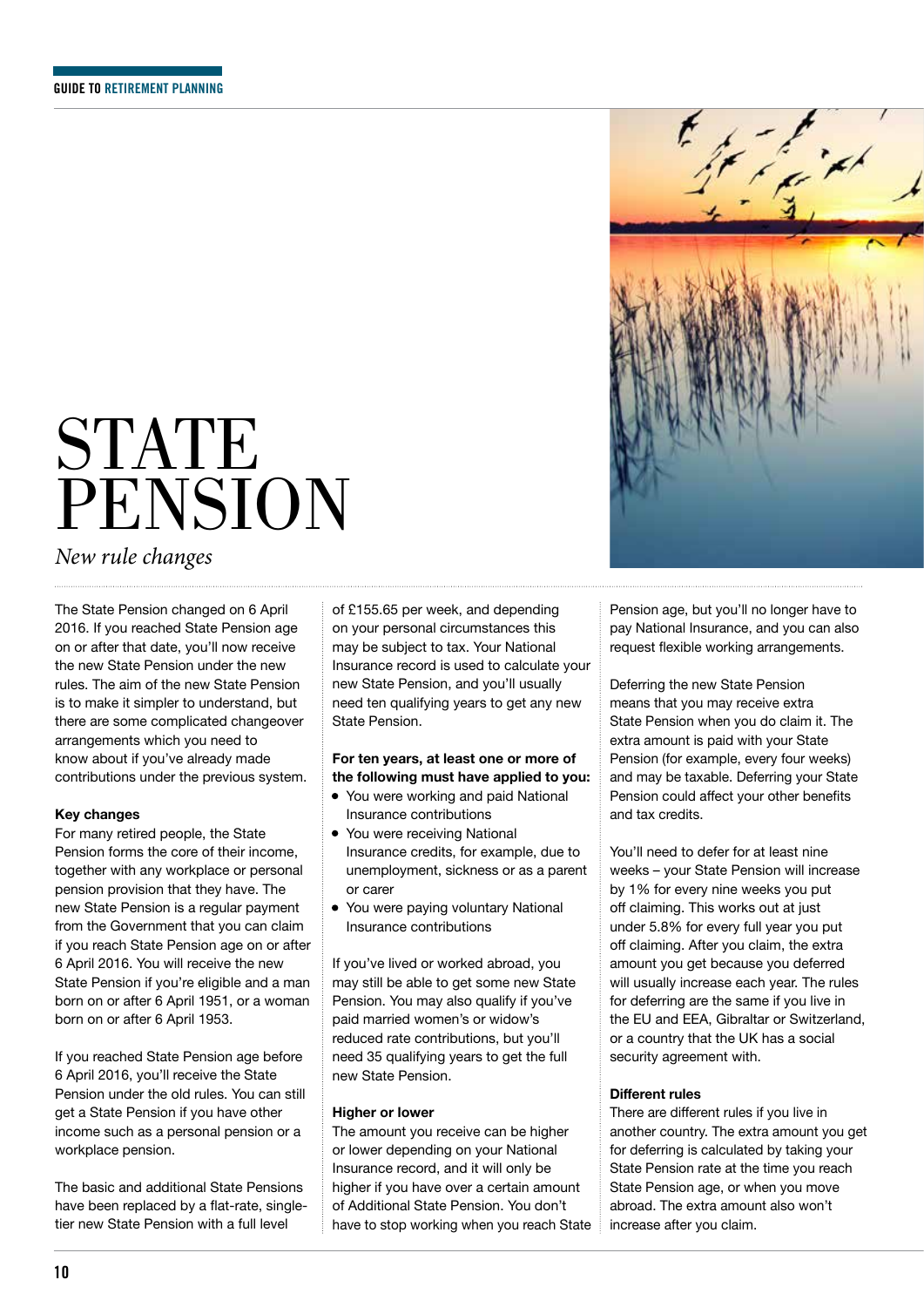# STATE PENSION

*New rule changes*

The State Pension changed on 6 April 2016. If you reached State Pension age on or after that date, you'll now receive the new State Pension under the new rules. The aim of the new State Pension is to make it simpler to understand, but there are some complicated changeover arrangements which you need to know about if you've already made contributions under the previous system.

**Key changes**

For many retired people, the State Pension forms the core of their income, together with any workplace or personal pension provision that they have. The new State Pension is a regular payment from the Government that you can claim if you reach State Pension age on or after 6 April 2016. You will receive the new State Pension if you're eligible and a man born on or after 6 April 1951, or a woman born on or after 6 April 1953.

If you reached State Pension age before 6 April 2016, you'll receive the State Pension under the old rules. You can still get a State Pension if you have other income such as a personal pension or a workplace pension.

The basic and additional State Pensions have been replaced by a flat-rate, single-tier new State Pension with a full level of £155.65 per week, and depending on your personal circumstances this may be subject to tax. Your National Insurance record is used to calculate your new State Pension, and you'll usually need ten qualifying years to get any new State Pension.

**For ten years, at least one or more of the following must have applied to you:**

- You were working and paid National Insurance contributions
- You were receiving National Insurance credits, for example, due to unemployment, sickness or as a parent or carer
- You were paying voluntary National Insurance contributions

If you've lived or worked abroad, you may still be able to get some new State Pension. You may also qualify if you've paid married women's or widow's reduced rate contributions, but you'll need 35 qualifying years to get the full new State Pension.

**Higher or lower**

The amount you receive can be higher or lower depending on your National Insurance record, and it will only be higher if you have over a certain amount of Additional State Pension. You don't have to stop working when you reach State Pension age, but you'll no longer have to pay National Insurance, and you can also request flexible working arrangements.

Deferring the new State Pension means that you may receive extra State Pension when you do claim it. The extra amount is paid with your State Pension (for example, every four weeks) and may be taxable. Deferring your State Pension could affect your other benefits and tax credits.

You'll need to defer for at least nine weeks – your State Pension will increase by 1% for every nine weeks you put off claiming. This works out at just under 5.8% for every full year you put off claiming. After you claim, the extra amount you get because you deferred will usually increase each year. The rules for deferring are the same if you live in the EU and EEA, Gibraltar or Switzerland, or a country that the UK has a social security agreement with.

**Different rules**

There are different rules if you live in another country. The extra amount you get for deferring is calculated by taking your State Pension rate at the time you reach State Pension age, or when you move abroad. The extra amount also won't increase after you claim.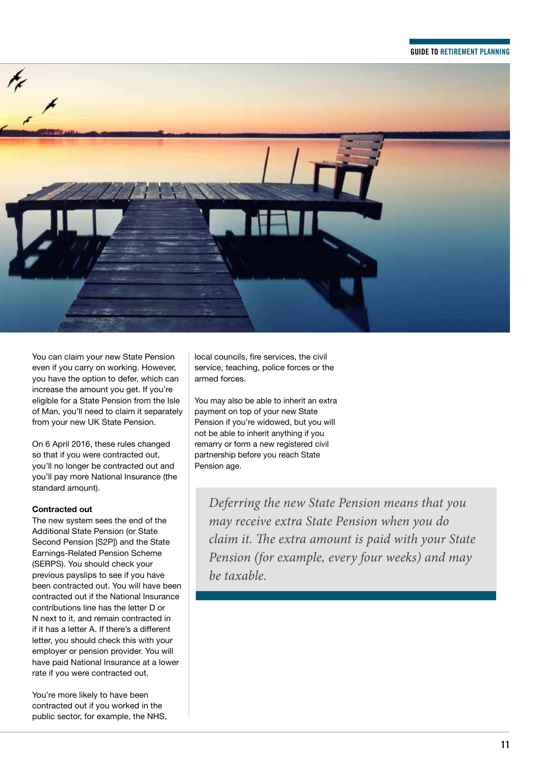You can claim your new State Pension even if you carry on working. However, you have the option to defer, which can increase the amount you get. If you're eligible for a State Pension from the Isle of Man, you'll need to claim it separately from your new UK State Pension.

On 6 April 2016, these rules changed so that if you were contracted out, you'll no longer be contracted out and you'll pay more National Insurance (the standard amount).

**Contracted out**

The new system sees the end of the Additional State Pension (or State Second Pension [S2P]) and the State Earnings-Related Pension Scheme (SERPS). You should check your previous payslips to see if you have been contracted out. You will have been contracted out if the National Insurance contributions line has the letter D or N next to it, and remain contracted in if it has a letter A. If there's a different letter, you should check this with your employer or pension provider. You will have paid National Insurance at a lower rate if you were contracted out.

You're more likely to have been contracted out if you worked in the public sector, for example, the NHS, local councils, fire services, the civil service, teaching, police forces or the armed forces.

You may also be able to inherit an extra payment on top of your new State Pension if you're widowed, but you will not be able to inherit anything if you remarry or form a new registered civil partnership before you reach State Pension age.

*Deferring the new State Pension means that you may receive extra State Pension when you do claim it. The extra amount is paid with your State Pension (for example, every four weeks) and may be taxable.*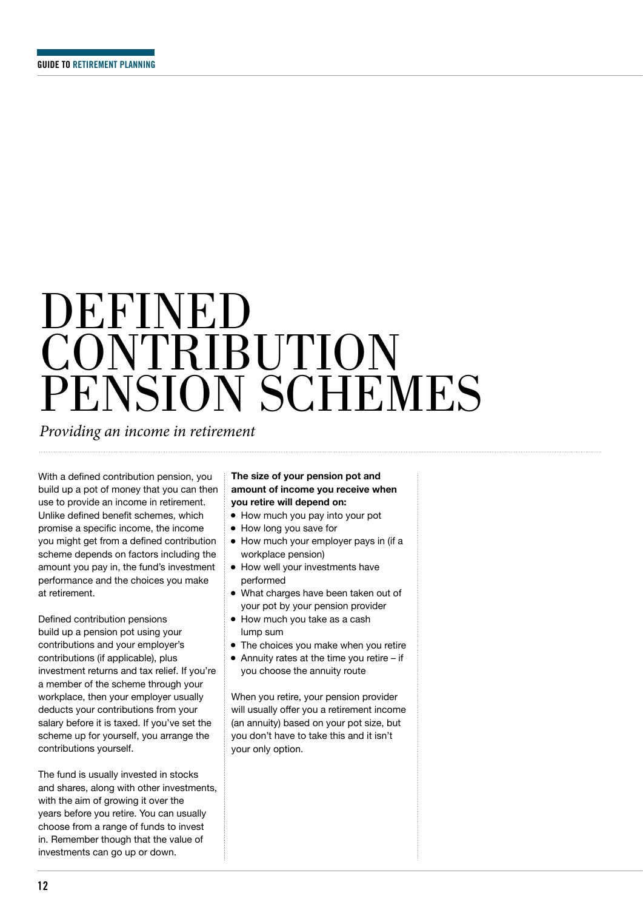# DEFINED CONTRIBUTION PENSION SCHEMES

*Providing an income in retirement*

With a defined contribution pension, you build up a pot of money that you can then use to provide an income in retirement. Unlike defined benefit schemes, which promise a specific income, the income you might get from a defined contribution scheme depends on factors including the amount you pay in, the fund's investment performance and the choices you make at retirement.

Defined contribution pensions build up a pension pot using your contributions and your employer's contributions (if applicable), plus investment returns and tax relief. If you're a member of the scheme through your workplace, then your employer usually deducts your contributions from your salary before it is taxed. If you've set the scheme up for yourself, you arrange the contributions yourself.

The fund is usually invested in stocks and shares, along with other investments, with the aim of growing it over the years before you retire. You can usually choose from a range of funds to invest in. Remember though that the value of investments can go up or down.

**The size of your pension pot and amount of income you receive when you retire will depend on:**

- How much you pay into your pot
- How long you save for
- How much your employer pays in (if a workplace pension)
- How well your investments have performed
- What charges have been taken out of your pot by your pension provider
- How much you take as a cash lump sum
- The choices you make when you retire
- Annuity rates at the time you retire – if you choose the annuity route

When you retire, your pension provider will usually offer you a retirement income (an annuity) based on your pot size, but you don't have to take this and it isn't your only option.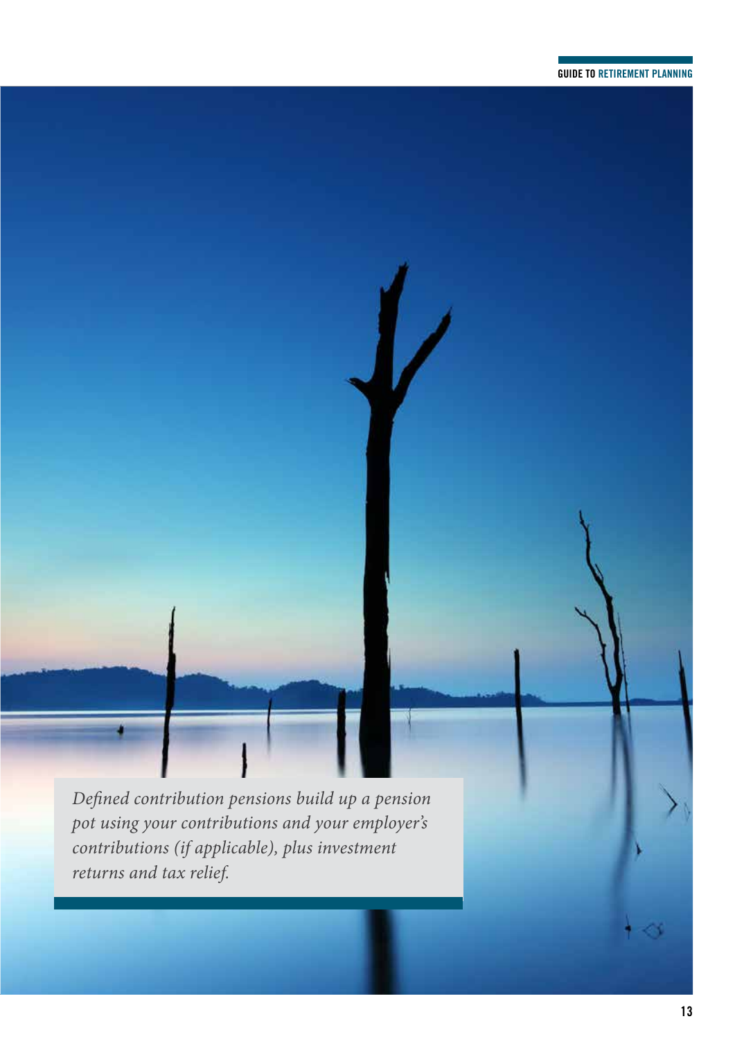*Defined contribution pensions build up a pension pot using your contributions and your employer's contributions (if applicable), plus investment returns and tax relief.*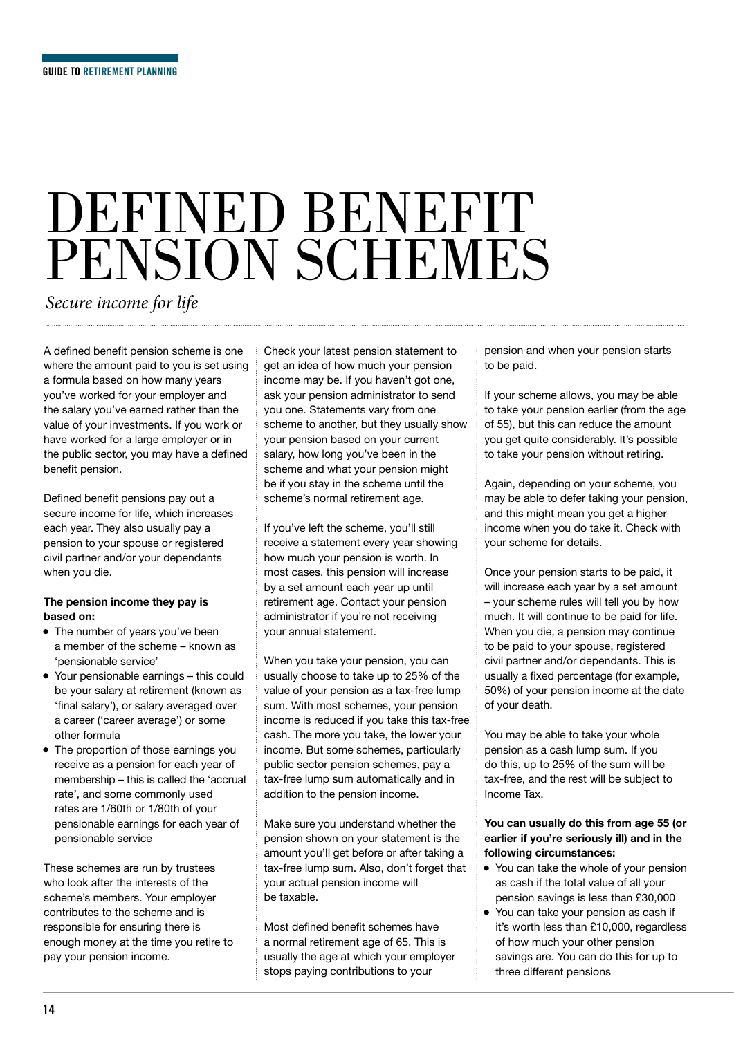# DEFINED BENEFIT PENSION SCHEMES

*Secure income for life*

A defined benefit pension scheme is one where the amount paid to you is set using a formula based on how many years you've worked for your employer and the salary you've earned rather than the value of your investments. If you work or have worked for a large employer or in the public sector, you may have a defined benefit pension.

Defined benefit pensions pay out a secure income for life, which increases each year. They also usually pay a pension to your spouse or registered civil partner and/or your dependants when you die.

**The pension income they pay is based on:**

- The number of years you've been a member of the scheme – known as 'pensionable service'
- Your pensionable earnings – this could be your salary at retirement (known as 'final salary'), or salary averaged over a career ('career average') or some other formula
- The proportion of those earnings you receive as a pension for each year of membership – this is called the 'accrual rate', and some commonly used rates are 1/60th or 1/80th of your pensionable earnings for each year of pensionable service

These schemes are run by trustees who look after the interests of the scheme's members. Your employer contributes to the scheme and is responsible for ensuring there is enough money at the time you retire to pay your pension income.

Check your latest pension statement to get an idea of how much your pension income may be. If you haven't got one, ask your pension administrator to send you one. Statements vary from one scheme to another, but they usually show your pension based on your current salary, how long you've been in the scheme and what your pension might be if you stay in the scheme until the scheme's normal retirement age.

If you've left the scheme, you'll still receive a statement every year showing how much your pension is worth. In most cases, this pension will increase by a set amount each year up until retirement age. Contact your pension administrator if you're not receiving your annual statement.

When you take your pension, you can usually choose to take up to 25% of the value of your pension as a tax-free lump sum. With most schemes, your pension income is reduced if you take this tax-free cash. The more you take, the lower your income. But some schemes, particularly public sector pension schemes, pay a tax-free lump sum automatically and in addition to the pension income.

Make sure you understand whether the pension shown on your statement is the amount you'll get before or after taking a tax-free lump sum. Also, don't forget that your actual pension income will be taxable.

Most defined benefit schemes have a normal retirement age of 65. This is usually the age at which your employer stops paying contributions to your pension and when your pension starts to be paid.

If your scheme allows, you may be able to take your pension earlier (from the age of 55), but this can reduce the amount you get quite considerably. It's possible to take your pension without retiring.

Again, depending on your scheme, you may be able to defer taking your pension, and this might mean you get a higher income when you do take it. Check with your scheme for details.

Once your pension starts to be paid, it will increase each year by a set amount – your scheme rules will tell you by how much. It will continue to be paid for life. When you die, a pension may continue to be paid to your spouse, registered civil partner and/or dependants. This is usually a fixed percentage (for example, 50%) of your pension income at the date of your death.

You may be able to take your whole pension as a cash lump sum. If you do this, up to 25% of the sum will be tax-free, and the rest will be subject to Income Tax.

**You can usually do this from age 55 (or earlier if you're seriously ill) and in the following circumstances:**

- You can take the whole of your pension as cash if the total value of all your pension savings is less than £30,000
- You can take your pension as cash if it's worth less than £10,000, regardless of how much your other pension savings are. You can do this for up to three different pensions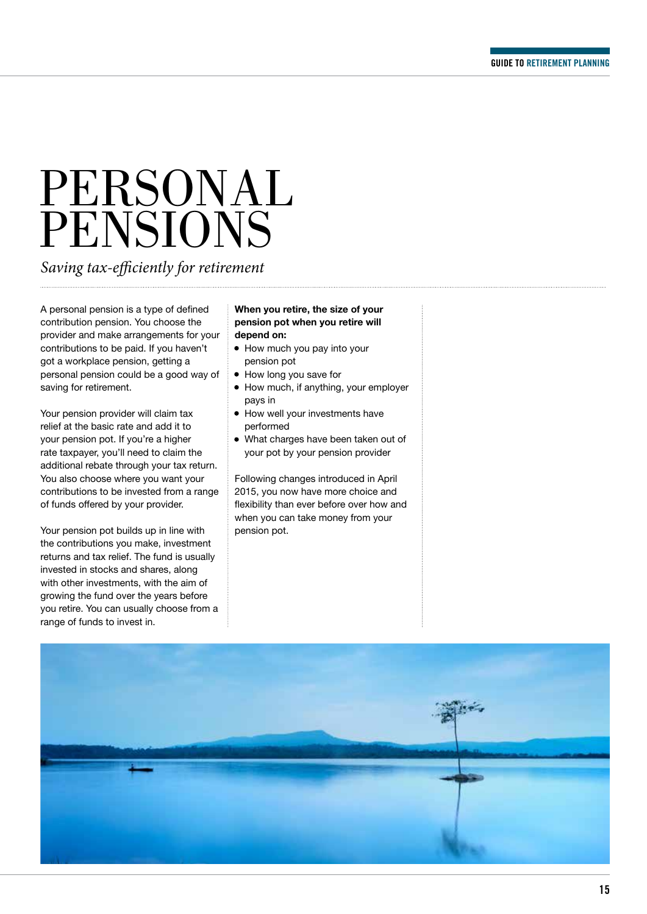# PERSONAL PENSIONS

*Saving tax-efficiently for retirement*

A personal pension is a type of defined contribution pension. You choose the provider and make arrangements for your contributions to be paid. If you haven't got a workplace pension, getting a personal pension could be a good way of saving for retirement.

Your pension provider will claim tax relief at the basic rate and add it to your pension pot. If you're a higher rate taxpayer, you'll need to claim the additional rebate through your tax return. You also choose where you want your contributions to be invested from a range of funds offered by your provider.

Your pension pot builds up in line with the contributions you make, investment returns and tax relief. The fund is usually invested in stocks and shares, along with other investments, with the aim of growing the fund over the years before you retire. You can usually choose from a range of funds to invest in.

**When you retire, the size of your pension pot when you retire will depend on:**

- How much you pay into your pension pot
- How long you save for
- How much, if anything, your employer pays in
- How well your investments have performed
- What charges have been taken out of your pot by your pension provider

Following changes introduced in April 2015, you now have more choice and flexibility than ever before over how and when you can take money from your pension pot.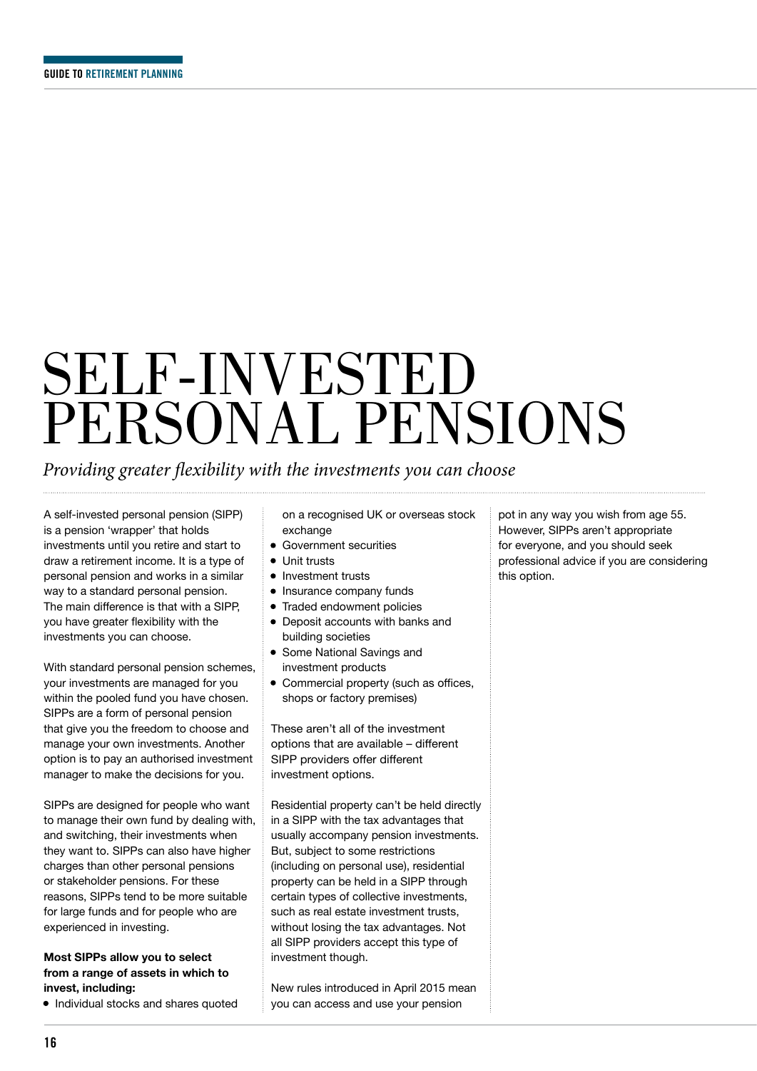# SELF-INVESTED PERSONAL PENSIONS

*Providing greater flexibility with the investments you can choose*

A self-invested personal pension (SIPP) is a pension 'wrapper' that holds investments until you retire and start to draw a retirement income. It is a type of personal pension and works in a similar way to a standard personal pension. The main difference is that with a SIPP, you have greater flexibility with the investments you can choose.

With standard personal pension schemes, your investments are managed for you within the pooled fund you have chosen. SIPPs are a form of personal pension that give you the freedom to choose and manage your own investments. Another option is to pay an authorised investment manager to make the decisions for you.

SIPPs are designed for people who want to manage their own fund by dealing with, and switching, their investments when they want to. SIPPs can also have higher charges than other personal pensions or stakeholder pensions. For these reasons, SIPPs tend to be more suitable for large funds and for people who are experienced in investing.

**Most SIPPs allow you to select from a range of assets in which to invest, including:**

- Individual stocks and shares quoted on a recognised UK or overseas stock exchange
- Government securities
- Unit trusts
- Investment trusts
- Insurance company funds
- Traded endowment policies
- Deposit accounts with banks and building societies
- Some National Savings and investment products
- Commercial property (such as offices, shops or factory premises)

These aren't all of the investment options that are available – different SIPP providers offer different investment options.

Residential property can't be held directly in a SIPP with the tax advantages that usually accompany pension investments. But, subject to some restrictions (including on personal use), residential property can be held in a SIPP through certain types of collective investments, such as real estate investment trusts, without losing the tax advantages. Not all SIPP providers accept this type of investment though.

New rules introduced in April 2015 mean you can access and use your pension pot in any way you wish from age 55. However, SIPPs aren't appropriate for everyone, and you should seek professional advice if you are considering this option.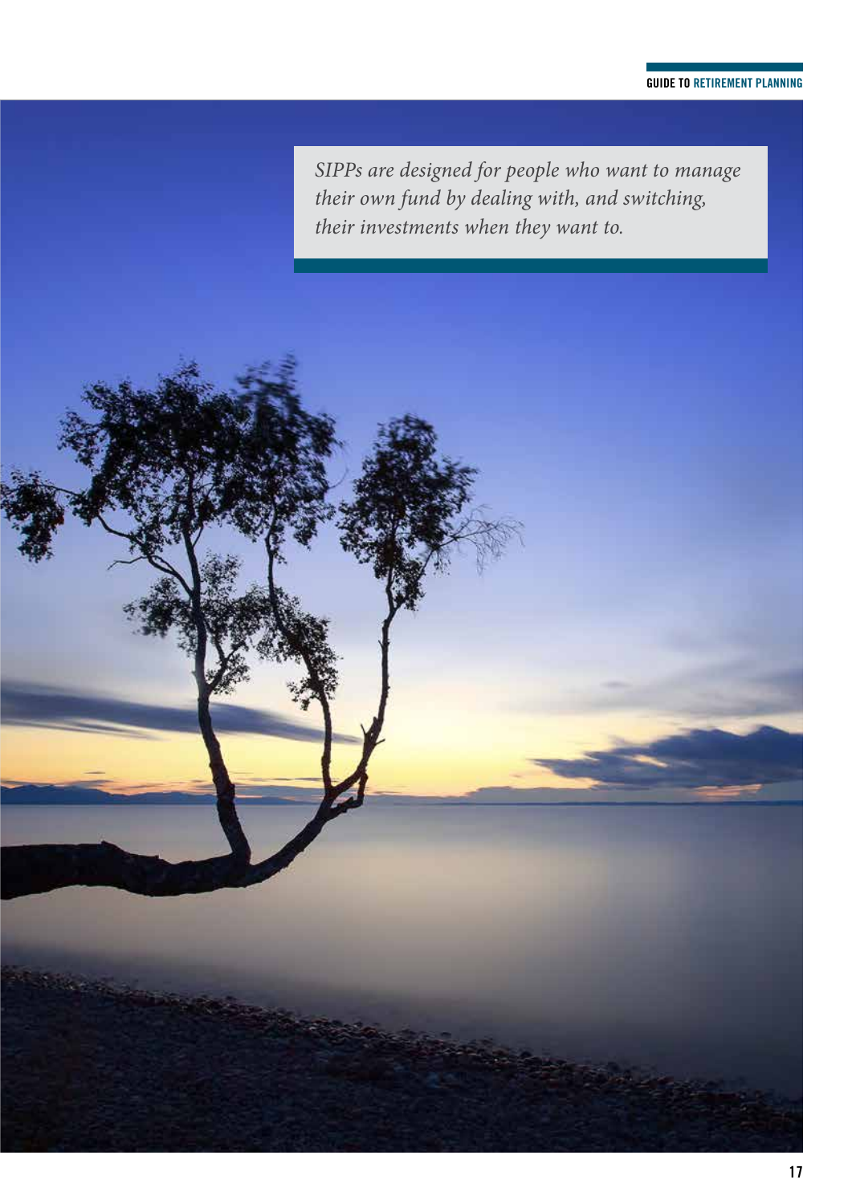*SIPPs are designed for people who want to manage their own fund by dealing with, and switching, their investments when they want to.*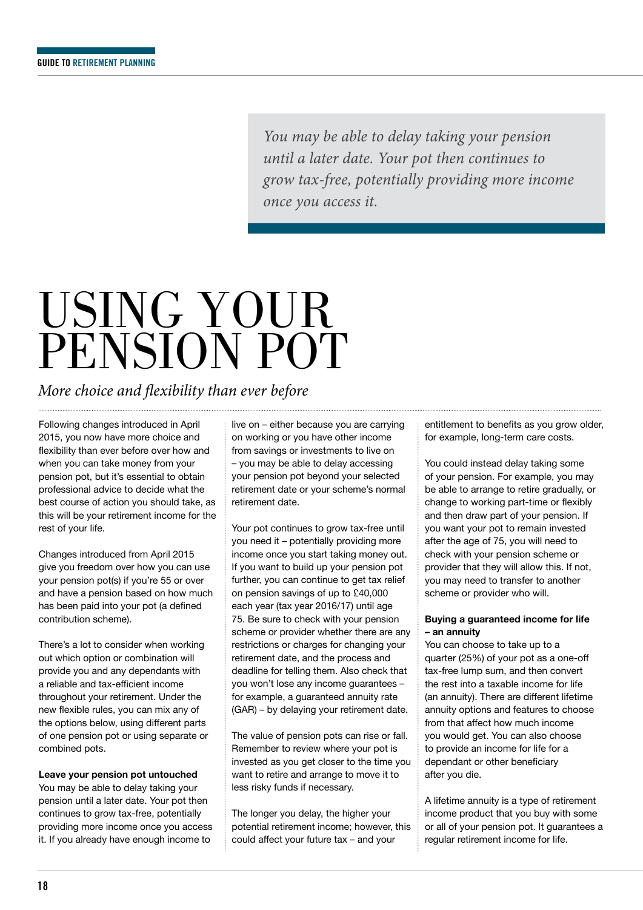> *You may be able to delay taking your pension until a later date. Your pot then continues to grow tax-free, potentially providing more income once you access it.*

# USING YOUR PENSION POT

*More choice and flexibility than ever before*

Following changes introduced in April 2015, you now have more choice and flexibility than ever before over how and when you can take money from your pension pot, but it's essential to obtain professional advice to decide what the best course of action you should take, as this will be your retirement income for the rest of your life.

Changes introduced from April 2015 give you freedom over how you can use your pension pot(s) if you're 55 or over and have a pension based on how much has been paid into your pot (a defined contribution scheme).

There's a lot to consider when working out which option or combination will provide you and any dependants with a reliable and tax-efficient income throughout your retirement. Under the new flexible rules, you can mix any of the options below, using different parts of one pension pot or using separate or combined pots.

**Leave your pension pot untouched**
You may be able to delay taking your pension until a later date. Your pot then continues to grow tax-free, potentially providing more income once you access it. If you already have enough income to live on – either because you are carrying on working or you have other income from savings or investments to live on – you may be able to delay accessing your pension pot beyond your selected retirement date or your scheme's normal retirement date.

Your pot continues to grow tax-free until you need it – potentially providing more income once you start taking money out. If you want to build up your pension pot further, you can continue to get tax relief on pension savings of up to £40,000 each year (tax year 2016/17) until age 75. Be sure to check with your pension scheme or provider whether there are any restrictions or charges for changing your retirement date, and the process and deadline for telling them. Also check that you won't lose any income guarantees – for example, a guaranteed annuity rate (GAR) – by delaying your retirement date.

The value of pension pots can rise or fall. Remember to review where your pot is invested as you get closer to the time you want to retire and arrange to move it to less risky funds if necessary.

The longer you delay, the higher your potential retirement income; however, this could affect your future tax – and your entitlement to benefits as you grow older, for example, long-term care costs.

You could instead delay taking some of your pension. For example, you may be able to arrange to retire gradually, or change to working part-time or flexibly and then draw part of your pension. If you want your pot to remain invested after the age of 75, you will need to check with your pension scheme or provider that they will allow this. If not, you may need to transfer to another scheme or provider who will.

**Buying a guaranteed income for life – an annuity**
You can choose to take up to a quarter (25%) of your pot as a one-off tax-free lump sum, and then convert the rest into a taxable income for life (an annuity). There are different lifetime annuity options and features to choose from that affect how much income you would get. You can also choose to provide an income for life for a dependant or other beneficiary after you die.

A lifetime annuity is a type of retirement income product that you buy with some or all of your pension pot. It guarantees a regular retirement income for life.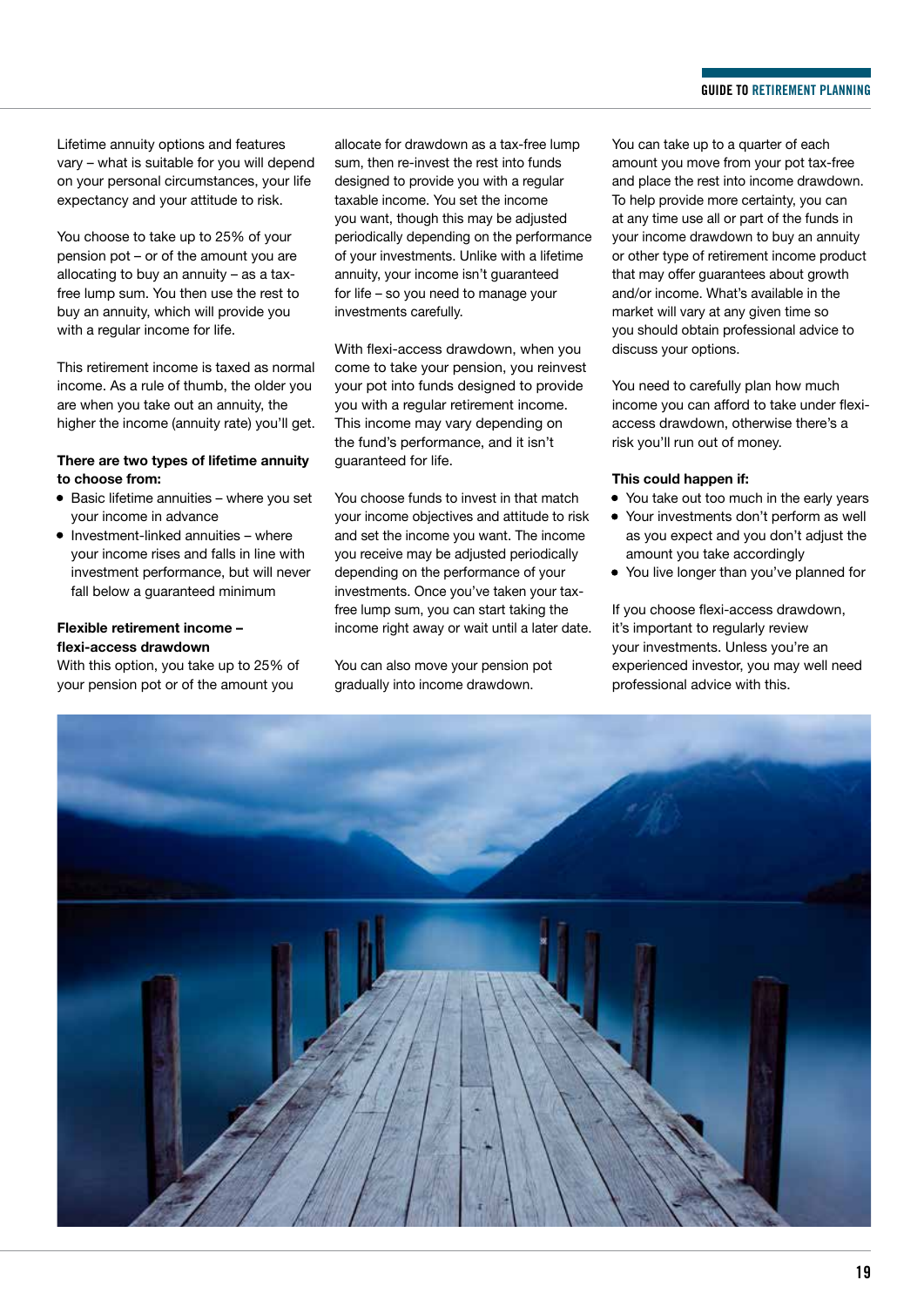Lifetime annuity options and features vary – what is suitable for you will depend on your personal circumstances, your life expectancy and your attitude to risk.

You choose to take up to 25% of your pension pot – or of the amount you are allocating to buy an annuity – as a tax-free lump sum. You then use the rest to buy an annuity, which will provide you with a regular income for life.

This retirement income is taxed as normal income. As a rule of thumb, the older you are when you take out an annuity, the higher the income (annuity rate) you'll get.

**There are two types of lifetime annuity to choose from:**

- Basic lifetime annuities – where you set your income in advance
- Investment-linked annuities – where your income rises and falls in line with investment performance, but will never fall below a guaranteed minimum

**Flexible retirement income – flexi-access drawdown**

With this option, you take up to 25% of your pension pot or of the amount you allocate for drawdown as a tax-free lump sum, then re-invest the rest into funds designed to provide you with a regular taxable income. You set the income you want, though this may be adjusted periodically depending on the performance of your investments. Unlike with a lifetime annuity, your income isn't guaranteed for life – so you need to manage your investments carefully.

With flexi-access drawdown, when you come to take your pension, you reinvest your pot into funds designed to provide you with a regular retirement income. This income may vary depending on the fund's performance, and it isn't guaranteed for life.

You choose funds to invest in that match your income objectives and attitude to risk and set the income you want. The income you receive may be adjusted periodically depending on the performance of your investments. Once you've taken your tax-free lump sum, you can start taking the income right away or wait until a later date.

You can also move your pension pot gradually into income drawdown.

You can take up to a quarter of each amount you move from your pot tax-free and place the rest into income drawdown. To help provide more certainty, you can at any time use all or part of the funds in your income drawdown to buy an annuity or other type of retirement income product that may offer guarantees about growth and/or income. What's available in the market will vary at any given time so you should obtain professional advice to discuss your options.

You need to carefully plan how much income you can afford to take under flexi-access drawdown, otherwise there's a risk you'll run out of money.

**This could happen if:**

- You take out too much in the early years
- Your investments don't perform as well as you expect and you don't adjust the amount you take accordingly
- You live longer than you've planned for

If you choose flexi-access drawdown, it's important to regularly review your investments. Unless you're an experienced investor, you may well need professional advice with this.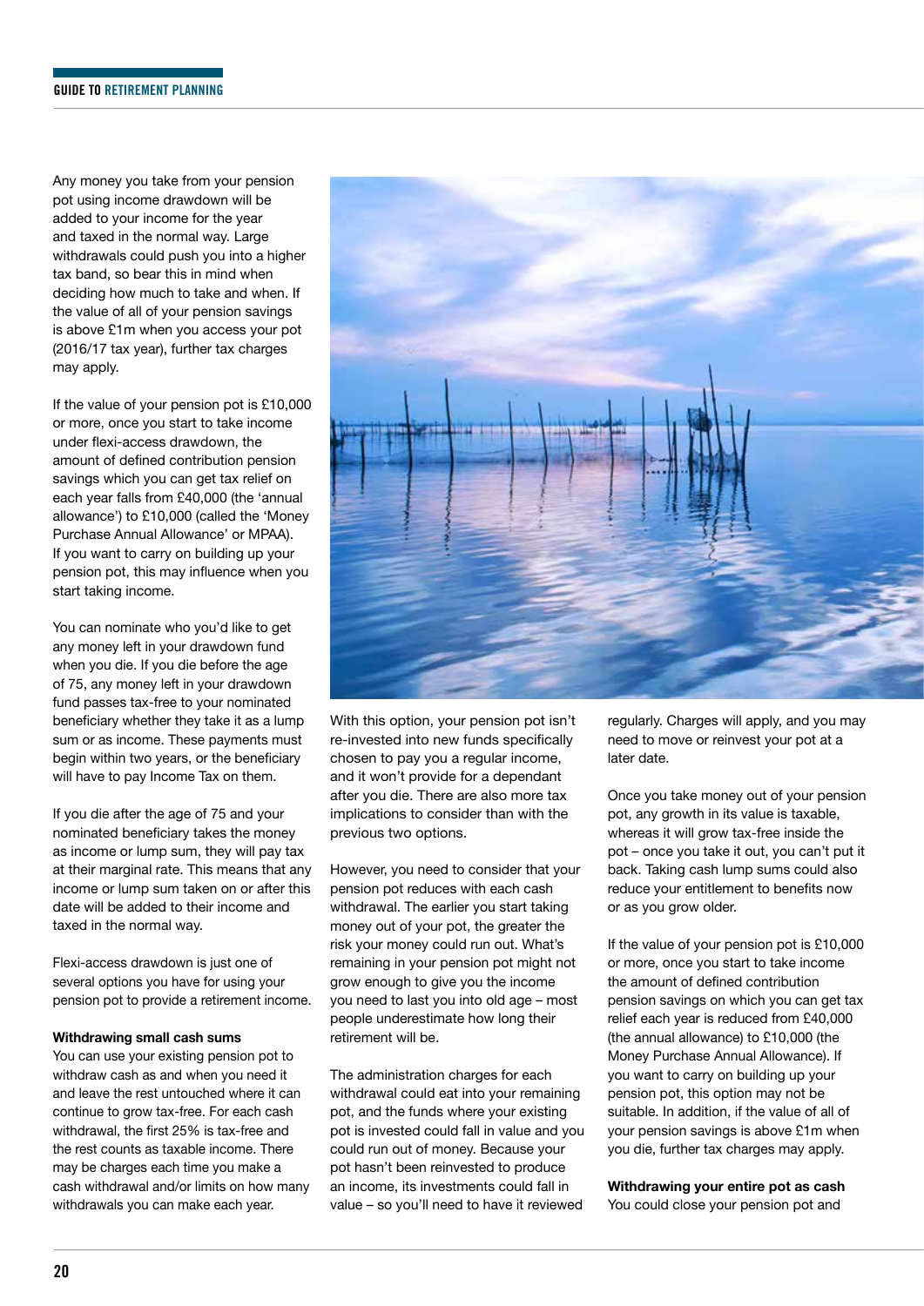Any money you take from your pension pot using income drawdown will be added to your income for the year and taxed in the normal way. Large withdrawals could push you into a higher tax band, so bear this in mind when deciding how much to take and when. If the value of all of your pension savings is above £1m when you access your pot (2016/17 tax year), further tax charges may apply.

If the value of your pension pot is £10,000 or more, once you start to take income under flexi-access drawdown, the amount of defined contribution pension savings which you can get tax relief on each year falls from £40,000 (the 'annual allowance') to £10,000 (called the 'Money Purchase Annual Allowance' or MPAA). If you want to carry on building up your pension pot, this may influence when you start taking income.

You can nominate who you'd like to get any money left in your drawdown fund when you die. If you die before the age of 75, any money left in your drawdown fund passes tax-free to your nominated beneficiary whether they take it as a lump sum or as income. These payments must begin within two years, or the beneficiary will have to pay Income Tax on them.

If you die after the age of 75 and your nominated beneficiary takes the money as income or lump sum, they will pay tax at their marginal rate. This means that any income or lump sum taken on or after this date will be added to their income and taxed in the normal way.

Flexi-access drawdown is just one of several options you have for using your pension pot to provide a retirement income.

**Withdrawing small cash sums**

You can use your existing pension pot to withdraw cash as and when you need it and leave the rest untouched where it can continue to grow tax-free. For each cash withdrawal, the first 25% is tax-free and the rest counts as taxable income. There may be charges each time you make a cash withdrawal and/or limits on how many withdrawals you can make each year.

With this option, your pension pot isn't re-invested into new funds specifically chosen to pay you a regular income, and it won't provide for a dependant after you die. There are also more tax implications to consider than with the previous two options.

However, you need to consider that your pension pot reduces with each cash withdrawal. The earlier you start taking money out of your pot, the greater the risk your money could run out. What's remaining in your pension pot might not grow enough to give you the income you need to last you into old age – most people underestimate how long their retirement will be.

The administration charges for each withdrawal could eat into your remaining pot, and the funds where your existing pot is invested could fall in value and you could run out of money. Because your pot hasn't been reinvested to produce an income, its investments could fall in value – so you'll need to have it reviewed regularly. Charges will apply, and you may need to move or reinvest your pot at a later date.

Once you take money out of your pension pot, any growth in its value is taxable, whereas it will grow tax-free inside the pot – once you take it out, you can't put it back. Taking cash lump sums could also reduce your entitlement to benefits now or as you grow older.

If the value of your pension pot is £10,000 or more, once you start to take income the amount of defined contribution pension savings on which you can get tax relief each year is reduced from £40,000 (the annual allowance) to £10,000 (the Money Purchase Annual Allowance). If you want to carry on building up your pension pot, this option may not be suitable. In addition, if the value of all of your pension savings is above £1m when you die, further tax charges may apply.

**Withdrawing your entire pot as cash**

You could close your pension pot and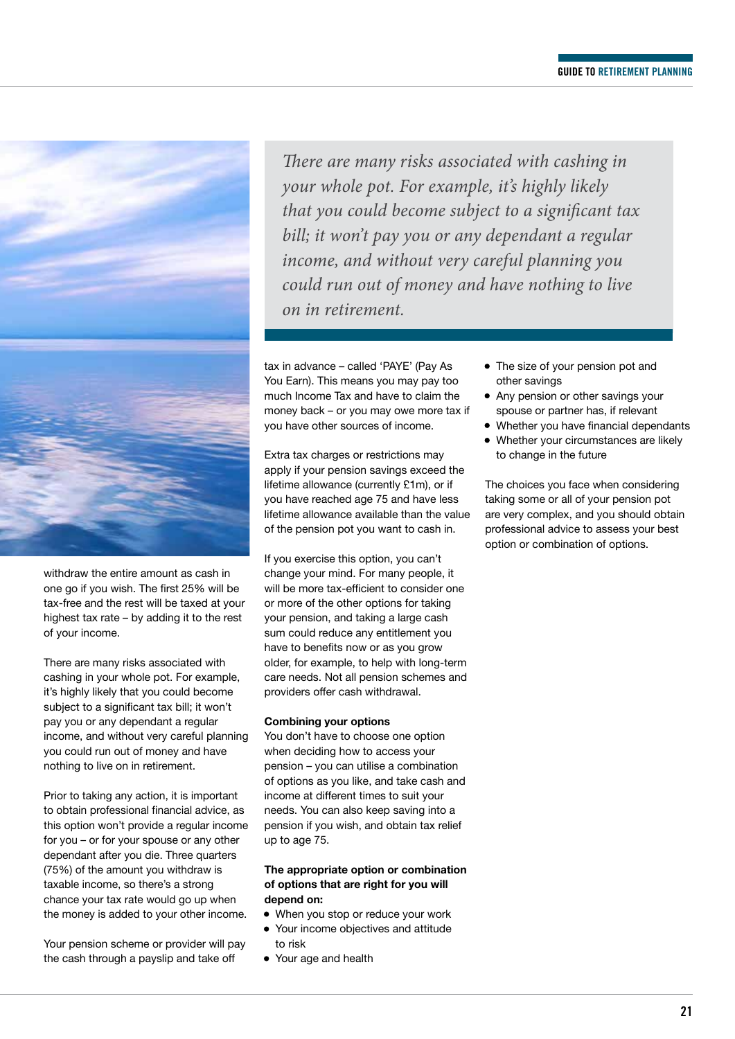*There are many risks associated with cashing in your whole pot. For example, it's highly likely that you could become subject to a significant tax bill; it won't pay you or any dependant a regular income, and without very careful planning you could run out of money and have nothing to live on in retirement.*

withdraw the entire amount as cash in one go if you wish. The first 25% will be tax-free and the rest will be taxed at your highest tax rate – by adding it to the rest of your income.

There are many risks associated with cashing in your whole pot. For example, it's highly likely that you could become subject to a significant tax bill; it won't pay you or any dependant a regular income, and without very careful planning you could run out of money and have nothing to live on in retirement.

Prior to taking any action, it is important to obtain professional financial advice, as this option won't provide a regular income for you – or for your spouse or any other dependant after you die. Three quarters (75%) of the amount you withdraw is taxable income, so there's a strong chance your tax rate would go up when the money is added to your other income.

Your pension scheme or provider will pay the cash through a payslip and take off tax in advance – called 'PAYE' (Pay As You Earn). This means you may pay too much Income Tax and have to claim the money back – or you may owe more tax if you have other sources of income.

Extra tax charges or restrictions may apply if your pension savings exceed the lifetime allowance (currently £1m), or if you have reached age 75 and have less lifetime allowance available than the value of the pension pot you want to cash in.

If you exercise this option, you can't change your mind. For many people, it will be more tax-efficient to consider one or more of the other options for taking your pension, and taking a large cash sum could reduce any entitlement you have to benefits now or as you grow older, for example, to help with long-term care needs. Not all pension schemes and providers offer cash withdrawal.

**Combining your options**

You don't have to choose one option when deciding how to access your pension – you can utilise a combination of options as you like, and take cash and income at different times to suit your needs. You can also keep saving into a pension if you wish, and obtain tax relief up to age 75.

**The appropriate option or combination of options that are right for you will depend on:**

- When you stop or reduce your work
- Your income objectives and attitude to risk
- Your age and health
- The size of your pension pot and other savings
- Any pension or other savings your spouse or partner has, if relevant
- Whether you have financial dependants
- Whether your circumstances are likely to change in the future

The choices you face when considering taking some or all of your pension pot are very complex, and you should obtain professional advice to assess your best option or combination of options.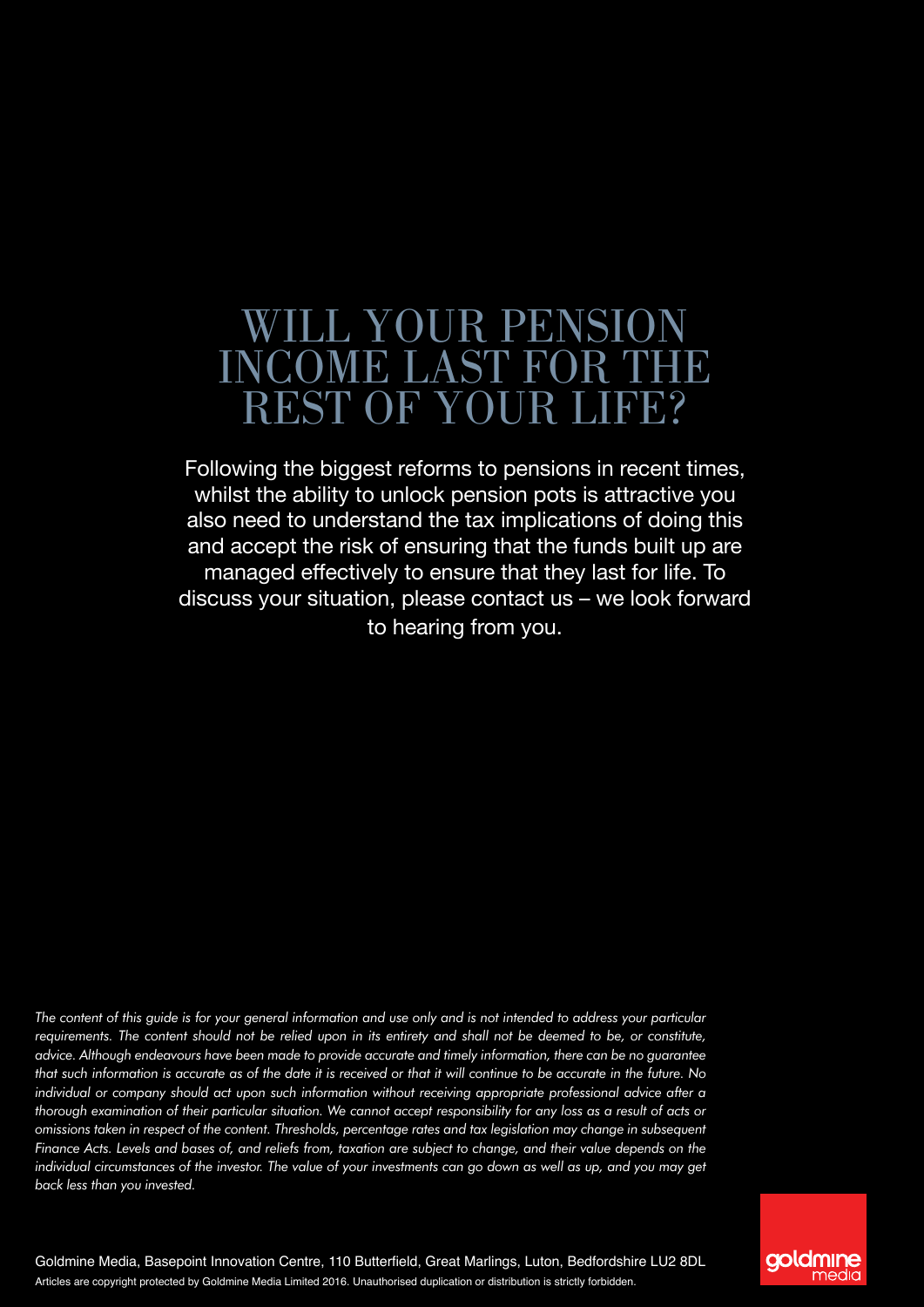# WILL YOUR PENSION INCOME LAST FOR THE REST OF YOUR LIFE?

Following the biggest reforms to pensions in recent times, whilst the ability to unlock pension pots is attractive you also need to understand the tax implications of doing this and accept the risk of ensuring that the funds built up are managed effectively to ensure that they last for life. To discuss your situation, please contact us – we look forward to hearing from you.

*The content of this guide is for your general information and use only and is not intended to address your particular requirements. The content should not be relied upon in its entirety and shall not be deemed to be, or constitute, advice. Although endeavours have been made to provide accurate and timely information, there can be no guarantee that such information is accurate as of the date it is received or that it will continue to be accurate in the future. No individual or company should act upon such information without receiving appropriate professional advice after a thorough examination of their particular situation. We cannot accept responsibility for any loss as a result of acts or omissions taken in respect of the content. Thresholds, percentage rates and tax legislation may change in subsequent Finance Acts. Levels and bases of, and reliefs from, taxation are subject to change, and their value depends on the individual circumstances of the investor. The value of your investments can go down as well as up, and you may get back less than you invested.*

Goldmine Media, Basepoint Innovation Centre, 110 Butterfield, Great Marlings, Luton, Bedfordshire LU2 8DL
Articles are copyright protected by Goldmine Media Limited 2016. Unauthorised duplication or distribution is strictly forbidden.

goldmine media